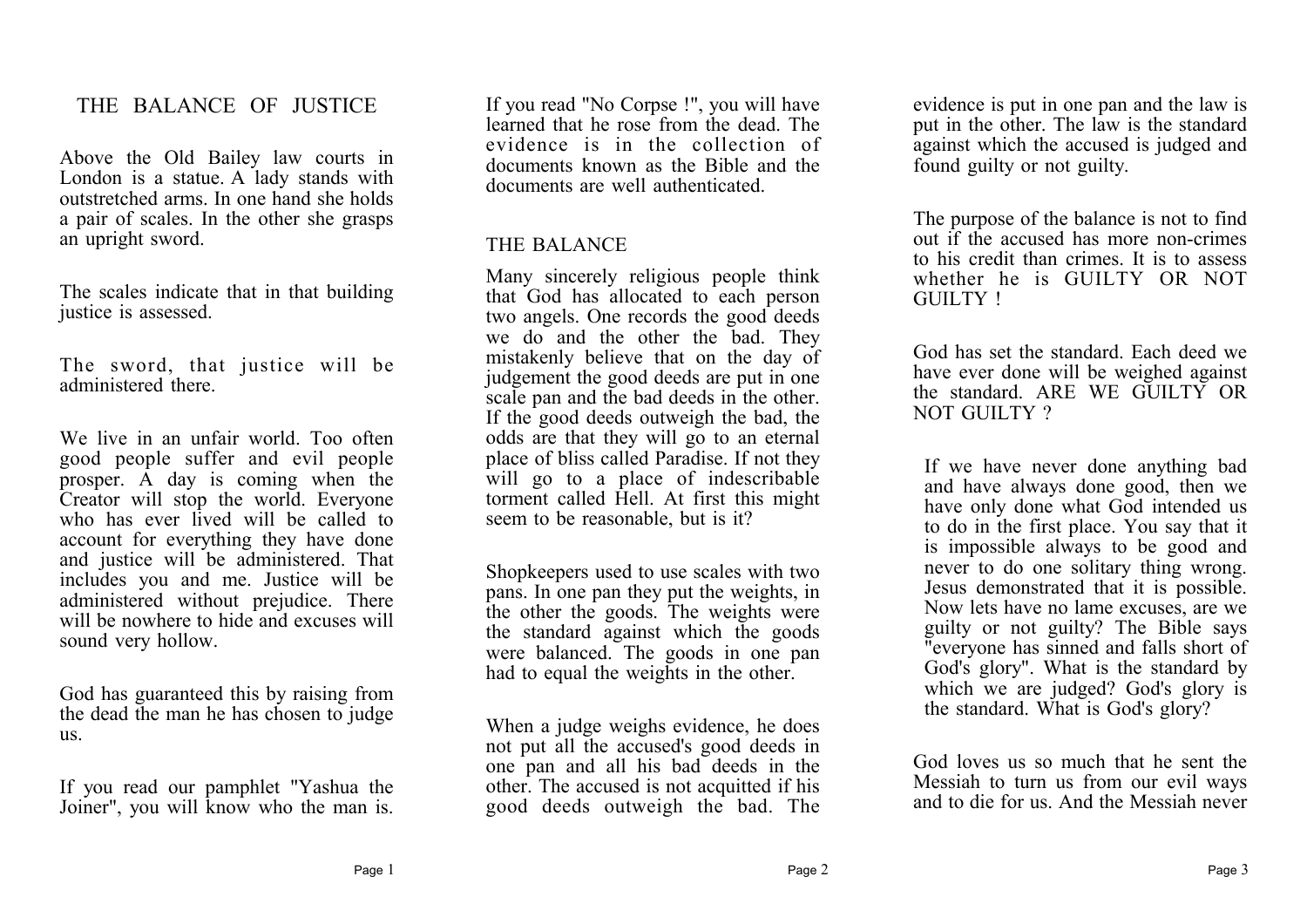# THE BALANCE OF JUSTICE

Above the Old Bailey law courts in London is a statue. A lady stands with outstretched arms. In one hand she holds a pair of scales. In the other she grasps an upright sword.

The scales indicate that in that building justice is assessed.

The sword, that justice will be administered there.

We live in an unfair world. Too often good people suffer and evil people prosper. A day is coming when the Creator will stop the world. Everyone who has ever lived will be called to account for everything they have done and justice will be administered. That includes you and me. Justice will be administered without prejudice. There will be nowhere to hide and excuses will sound very hollow.

God has guaranteed this by raising from the dead the man he has chosen to judge us.

If you read our pamphlet "Yashua the Joiner", you will know who the man is. If you read "No Corpse !", you will have learned that he rose from the dead. The evidence is in the collection of documents known as the Bible and the documents are well authenticated.

## THE BALANCE

Many sincerely religious people think that God has allocated to each person two angels. One records the good deeds we do and the other the bad. They mistakenly believe that on the day of judgement the good deeds are put in one scale pan and the bad deeds in the other. If the good deeds outweigh the bad, the odds are that they will go to an eternal place of bliss called Paradise. If not they will go to a place of indescribable torment called Hell. At first this might seem to be reasonable, but is it?

Shopkeepers used to use scales with two pans. In one pan they put the weights, in the other the goods. The weights were the standard against which the goods were balanced. The goods in one pan had to equal the weights in the other.

When a judge weighs evidence, he does not put all the accused's good deeds in one pan and all his bad deeds in the other. The accused is not acquitted if his good deeds outweigh the bad. The evidence is put in one pan and the law is put in the other. The law is the standard against which the accused is judged and found guilty or not guilty.

The purpose of the balance is not to find out if the accused has more non-crimes to his credit than crimes. It is to assess whether he is GUILTY OR NOT GUILTY !

God has set the standard. Each deed we have ever done will be weighed against the standard. ARE WE GUILTY OR NOT GUILTY ?

If we have never done anything bad and have always done good, then we have only done what God intended us to do in the first place. You say that it is impossible always to be good and never to do one solitary thing wrong. Jesus demonstrated that it is possible. Now lets have no lame excuses, are we guilty or not guilty? The Bible says "everyone has sinned and falls short of God's glory". What is the standard by which we are judged? God's glory is the standard. What is God's glory?

God loves us so much that he sent the Messiah to turn us from our evil ways and to die for us. And the Messiah never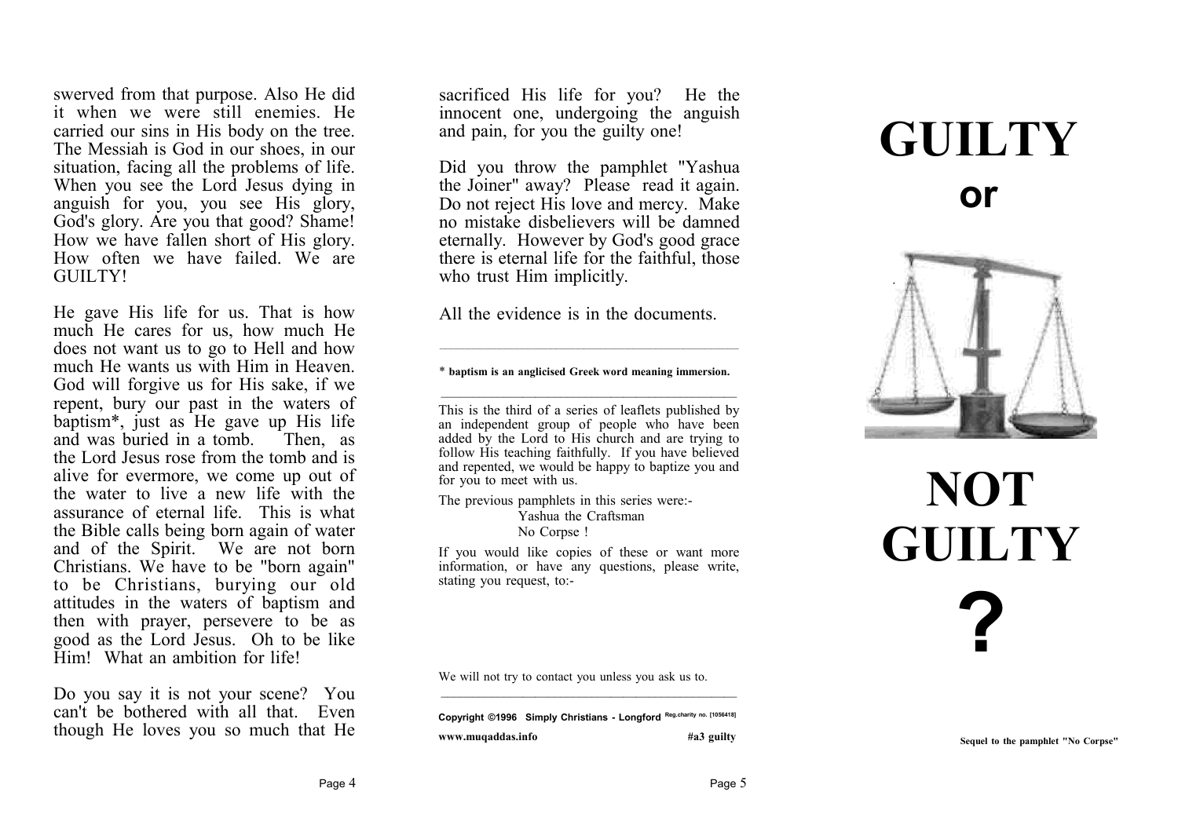swerved from that purpose. Also He did it when we were still enemies. He carried our sins in His body on the tree. The Messiah is God in our shoes, in our situation, facing all the problems of life. When you see the Lord Jesus dying in anguish for you, you see His glory, God's glory. Are you that good? Shame! How we have fallen short of His glory. How often we have failed. We are GUILTY!

He gave His life for us. That is how much He cares for us, how much He does not want us to go to Hell and how much He wants us with Him in Heaven. God will forgive us for His sake, if we repent, bury our past in the waters of baptism*, just as He gave up His life and was buried in a tomb. Then, as the Lord Jesus rose from the tomb and is alive for evermore, we come up out of the water to live a new life with the assurance of eternal life. This is what the Bible calls being born again of water and of the Spirit. We are not born Christians. We have to be "born again" to be Christians, burying our old attitudes in the waters of baptism and then with prayer, persevere to be as good as the Lord Jesus. Oh to be like Him! What an ambition for life!

Do you say it is not your scene? You can't be bothered with all that. Even though He loves you so much that He sacrificed His life for you? He the innocent one, undergoing the anguish and pain, for you the guilty one!

Did you throw the pamphlet "Yashua the Joiner" away? Please read it again. Do not reject His love and mercy. Make no mistake disbelievers will be damned eternally. However by God's good grace there is eternal life for the faithful, those who trust Him implicitly.

All the evidence is in the documents.

---

**\* baptism is an anglicised Greek word meaning immersion.**

---

This is the third of a series of leaflets published by an independent group of people who have been added by the Lord to His church and are trying to follow His teaching faithfully. If you have believed and repented, we would be happy to baptize you and for you to meet with us.

The previous pamphlets in this series were:-
Yashua the Craftsman
No Corpse !

If you would like copies of these or want more information, or have any questions, please write, stating you request, to:-

We will not try to contact you unless you ask us to.

---

**Copyright ©1996 Simply Christians - Longford** Reg.charity no. [1056418]

**www.muqaddas.info** **#a3 guilty**

# GUILTY

## or

# NOT GUILTY

# ?

**Sequel to the pamphlet "No Corpse"**